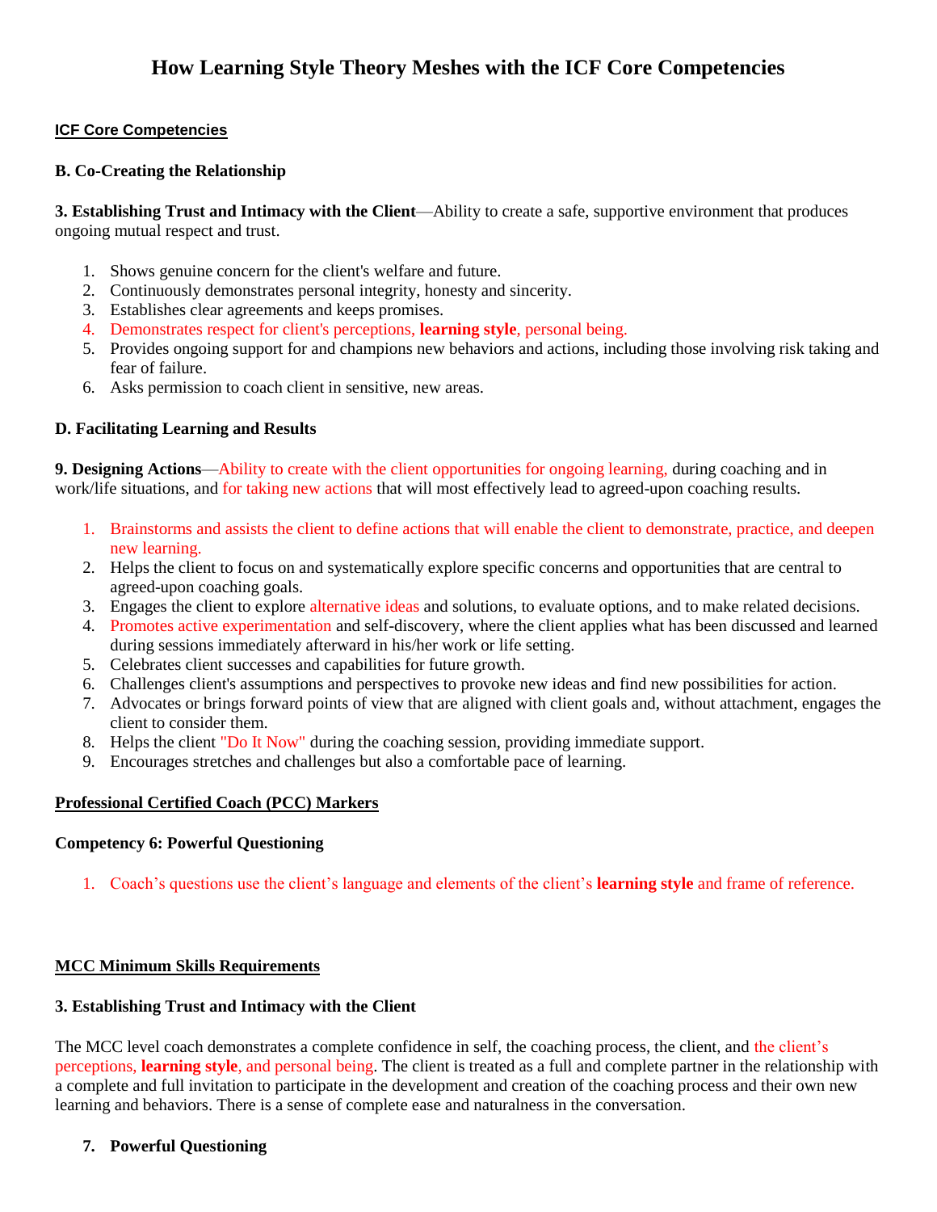# How Learning Style Theory Meshes with the ICF Core Competencies

## ICF Core Competencies

### B. Co-Creating the Relationship

**3. Establishing Trust and Intimacy with the Client**—Ability to create a safe, supportive environment that produces ongoing mutual respect and trust.

1. Shows genuine concern for the client's welfare and future.
2. Continuously demonstrates personal integrity, honesty and sincerity.
3. Establishes clear agreements and keeps promises.
4. Demonstrates respect for client's perceptions, **learning style**, personal being.
5. Provides ongoing support for and champions new behaviors and actions, including those involving risk taking and fear of failure.
6. Asks permission to coach client in sensitive, new areas.

### D. Facilitating Learning and Results

**9. Designing Actions**—Ability to create with the client opportunities for ongoing learning, during coaching and in work/life situations, and for taking new actions that will most effectively lead to agreed-upon coaching results.

1. Brainstorms and assists the client to define actions that will enable the client to demonstrate, practice, and deepen new learning.
2. Helps the client to focus on and systematically explore specific concerns and opportunities that are central to agreed-upon coaching goals.
3. Engages the client to explore alternative ideas and solutions, to evaluate options, and to make related decisions.
4. Promotes active experimentation and self-discovery, where the client applies what has been discussed and learned during sessions immediately afterward in his/her work or life setting.
5. Celebrates client successes and capabilities for future growth.
6. Challenges client's assumptions and perspectives to provoke new ideas and find new possibilities for action.
7. Advocates or brings forward points of view that are aligned with client goals and, without attachment, engages the client to consider them.
8. Helps the client "Do It Now" during the coaching session, providing immediate support.
9. Encourages stretches and challenges but also a comfortable pace of learning.

## Professional Certified Coach (PCC) Markers

### Competency 6: Powerful Questioning

1. Coach's questions use the client's language and elements of the client's **learning style** and frame of reference.

## MCC Minimum Skills Requirements

### 3. Establishing Trust and Intimacy with the Client

The MCC level coach demonstrates a complete confidence in self, the coaching process, the client, and the client's perceptions, **learning style**, and personal being. The client is treated as a full and complete partner in the relationship with a complete and full invitation to participate in the development and creation of the coaching process and their own new learning and behaviors. There is a sense of complete ease and naturalness in the conversation.

### 7. Powerful Questioning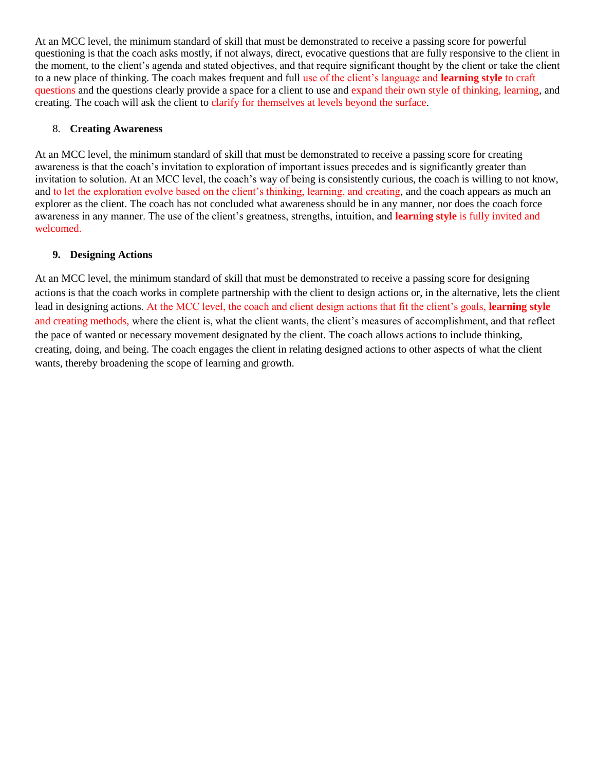At an MCC level, the minimum standard of skill that must be demonstrated to receive a passing score for powerful questioning is that the coach asks mostly, if not always, direct, evocative questions that are fully responsive to the client in the moment, to the client's agenda and stated objectives, and that require significant thought by the client or take the client to a new place of thinking. The coach makes frequent and full use of the client's language and **learning style** to craft questions and the questions clearly provide a space for a client to use and expand their own style of thinking, learning, and creating. The coach will ask the client to clarify for themselves at levels beyond the surface.

8. **Creating Awareness**

At an MCC level, the minimum standard of skill that must be demonstrated to receive a passing score for creating awareness is that the coach's invitation to exploration of important issues precedes and is significantly greater than invitation to solution. At an MCC level, the coach's way of being is consistently curious, the coach is willing to not know, and to let the exploration evolve based on the client's thinking, learning, and creating, and the coach appears as much an explorer as the client. The coach has not concluded what awareness should be in any manner, nor does the coach force awareness in any manner. The use of the client's greatness, strengths, intuition, and **learning style** is fully invited and welcomed.

9. **Designing Actions**

At an MCC level, the minimum standard of skill that must be demonstrated to receive a passing score for designing actions is that the coach works in complete partnership with the client to design actions or, in the alternative, lets the client lead in designing actions. At the MCC level, the coach and client design actions that fit the client's goals, **learning style** and creating methods, where the client is, what the client wants, the client's measures of accomplishment, and that reflect the pace of wanted or necessary movement designated by the client. The coach allows actions to include thinking, creating, doing, and being. The coach engages the client in relating designed actions to other aspects of what the client wants, thereby broadening the scope of learning and growth.